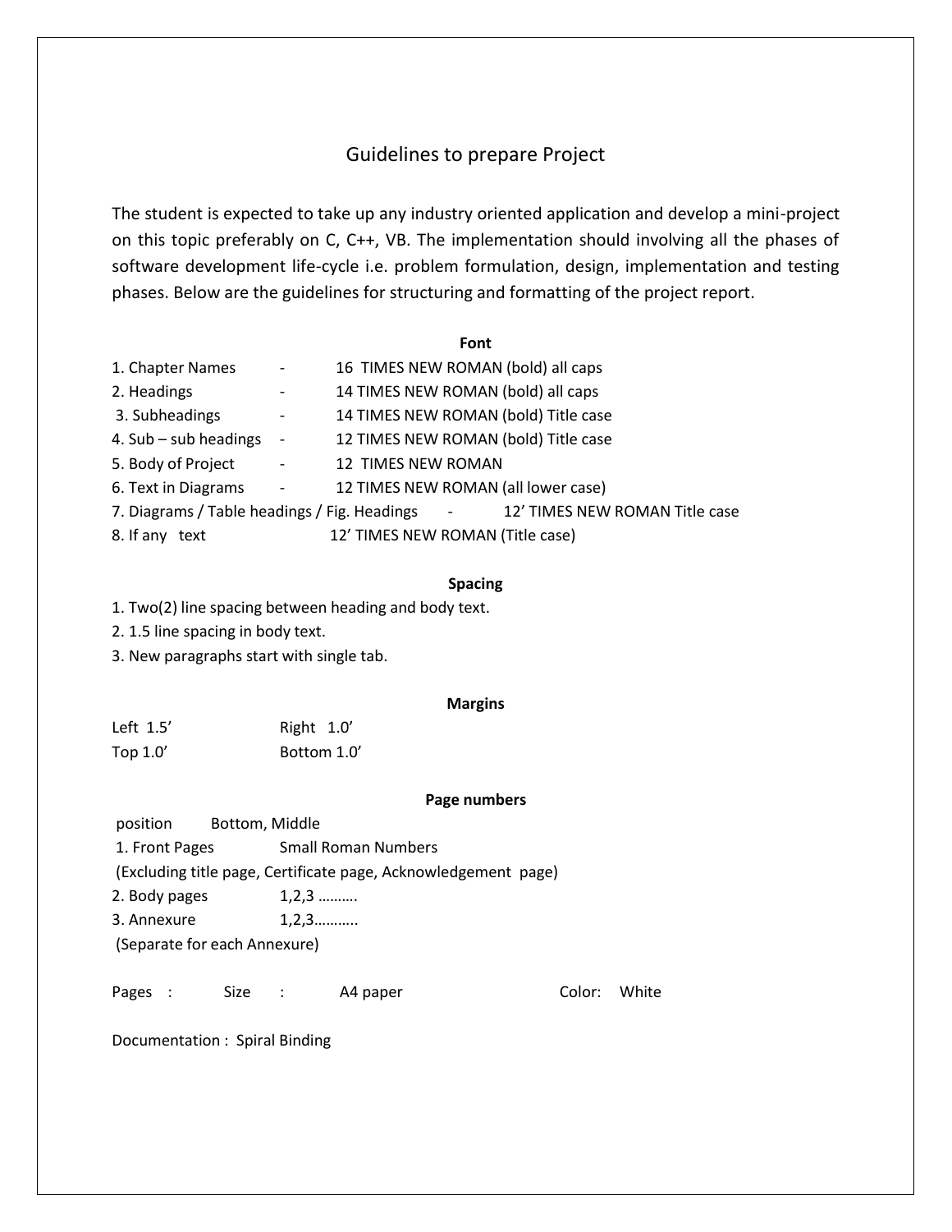# Guidelines to prepare Project

The student is expected to take up any industry oriented application and develop a mini-project on this topic preferably on C, C++, VB. The implementation should involving all the phases of software development life-cycle i.e. problem formulation, design, implementation and testing phases. Below are the guidelines for structuring and formatting of the project report.

**Font**

1. Chapter Names - 16 TIMES NEW ROMAN (bold) all caps
2. Headings - 14 TIMES NEW ROMAN (bold) all caps
3. Subheadings - 14 TIMES NEW ROMAN (bold) Title case
4. Sub – sub headings - 12 TIMES NEW ROMAN (bold) Title case
5. Body of Project - 12 TIMES NEW ROMAN
6. Text in Diagrams - 12 TIMES NEW ROMAN (all lower case)
7. Diagrams / Table headings / Fig. Headings - 12' TIMES NEW ROMAN Title case
8. If any text 12' TIMES NEW ROMAN (Title case)

**Spacing**

1. Two(2) line spacing between heading and body text.
2. 1.5 line spacing in body text.
3. New paragraphs start with single tab.

**Margins**

| | |
|---|---|
| Left 1.5' | Right 1.0' |
| Top 1.0' | Bottom 1.0' |

**Page numbers**

position Bottom, Middle

1. Front Pages Small Roman Numbers
(Excluding title page, Certificate page, Acknowledgement page)
2. Body pages 1,2,3 ……….
3. Annexure 1,2,3………..
(Separate for each Annexure)

Pages : Size : A4 paper Color: White

Documentation : Spiral Binding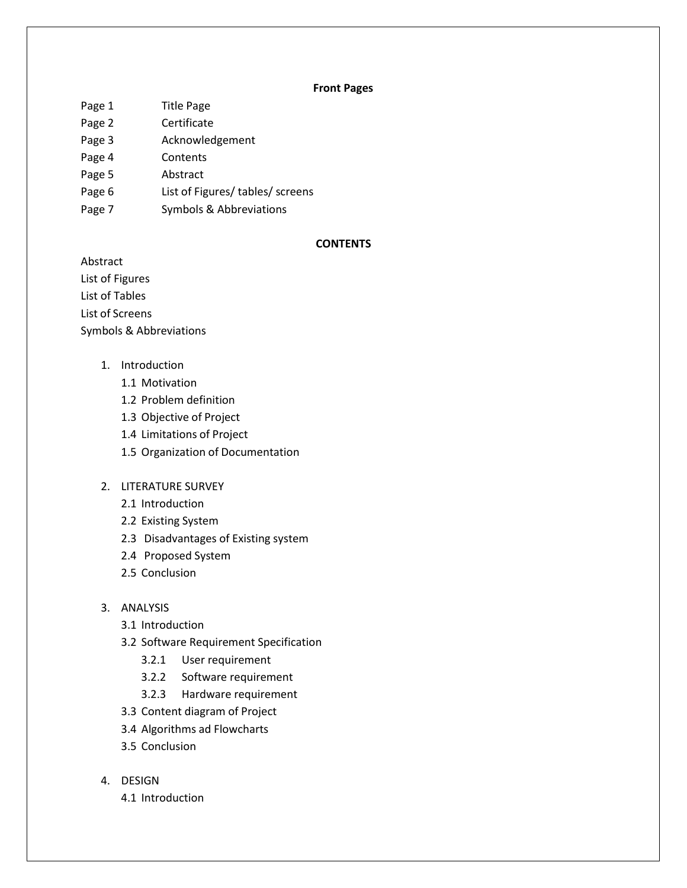**Front Pages**

| | |
|---|---|
| Page 1 | Title Page |
| Page 2 | Certificate |
| Page 3 | Acknowledgement |
| Page 4 | Contents |
| Page 5 | Abstract |
| Page 6 | List of Figures/ tables/ screens |
| Page 7 | Symbols & Abbreviations |

**CONTENTS**

Abstract
List of Figures
List of Tables
List of Screens
Symbols & Abbreviations

1. Introduction
   - 1.1 Motivation
   - 1.2 Problem definition
   - 1.3 Objective of Project
   - 1.4 Limitations of Project
   - 1.5 Organization of Documentation

2. LITERATURE SURVEY
   - 2.1 Introduction
   - 2.2 Existing System
   - 2.3 Disadvantages of Existing system
   - 2.4 Proposed System
   - 2.5 Conclusion

3. ANALYSIS
   - 3.1 Introduction
   - 3.2 Software Requirement Specification
     - 3.2.1 User requirement
     - 3.2.2 Software requirement
     - 3.2.3 Hardware requirement
   - 3.3 Content diagram of Project
   - 3.4 Algorithms ad Flowcharts
   - 3.5 Conclusion

4. DESIGN
   - 4.1 Introduction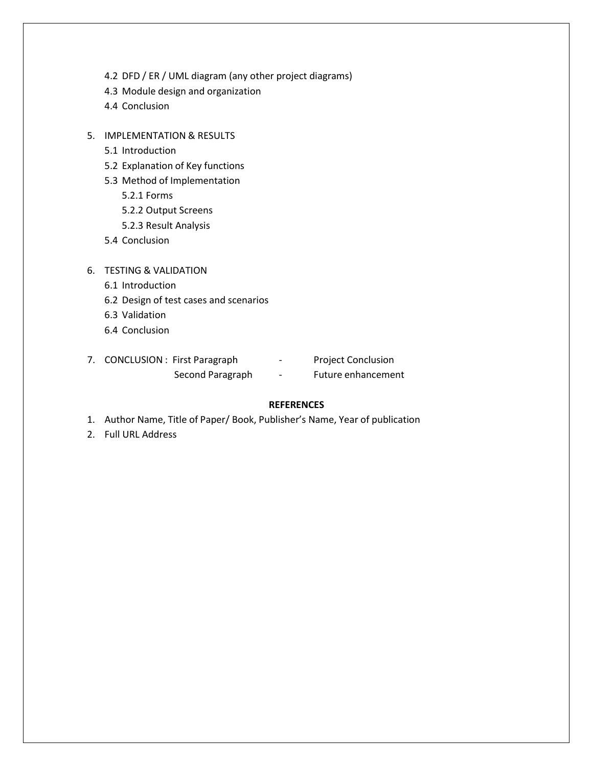4.2 DFD / ER / UML diagram (any other project diagrams)
   4.3 Module design and organization
   4.4 Conclusion

5. IMPLEMENTATION & RESULTS
   5.1 Introduction
   5.2 Explanation of Key functions
   5.3 Method of Implementation
      5.2.1 Forms
      5.2.2 Output Screens
      5.2.3 Result Analysis
   5.4 Conclusion

6. TESTING & VALIDATION
   6.1 Introduction
   6.2 Design of test cases and scenarios
   6.3 Validation
   6.4 Conclusion

7. CONCLUSION : First Paragraph - Project Conclusion
   Second Paragraph - Future enhancement

**REFERENCES**

1. Author Name, Title of Paper/ Book, Publisher's Name, Year of publication
2. Full URL Address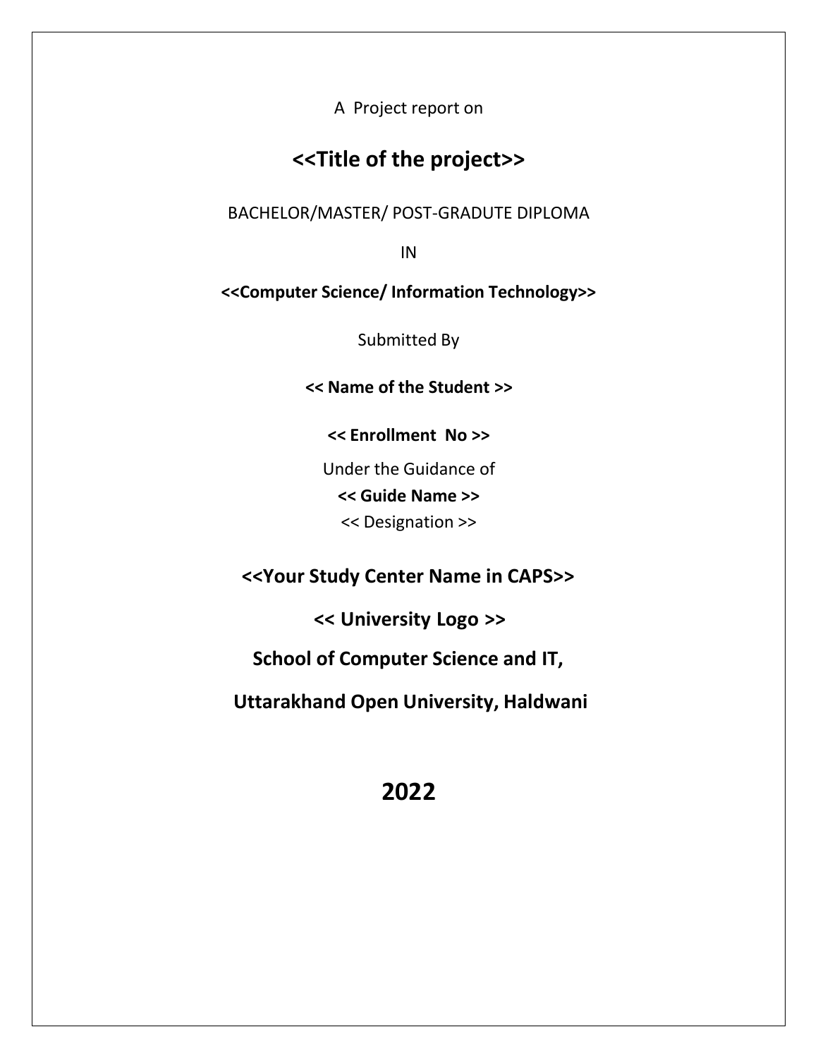A Project report on

# <<Title of the project>>

BACHELOR/MASTER/ POST-GRADUTE DIPLOMA

IN

**<<Computer Science/ Information Technology>>**

Submitted By

**<< Name of the Student >>**

**<< Enrollment No >>**

Under the Guidance of

**<< Guide Name >>**

<< Designation >>

## <<Your Study Center Name in CAPS>>

## << University Logo >>

## School of Computer Science and IT,

## Uttarakhand Open University, Haldwani

# 2022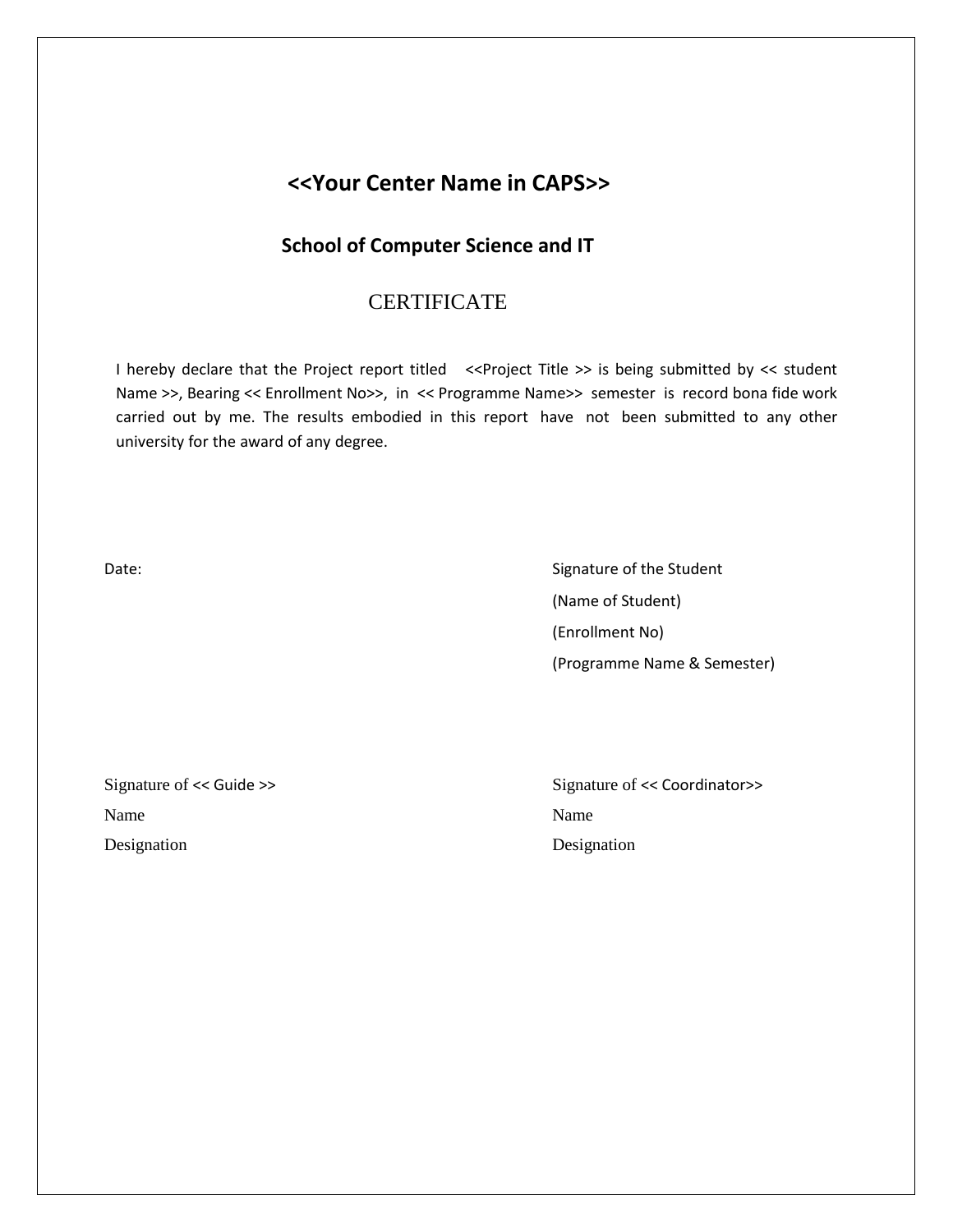## <<Your Center Name in CAPS>>

### School of Computer Science and IT

CERTIFICATE

I hereby declare that the Project report titled <<Project Title >> is being submitted by << student Name >>, Bearing << Enrollment No>>, in << Programme Name>> semester is record bona fide work carried out by me. The results embodied in this report have not been submitted to any other university for the award of any degree.

Date:

Signature of the Student
(Name of Student)
(Enrollment No)
(Programme Name & Semester)

Signature of << Guide >>
Name
Designation

Signature of << Coordinator>>
Name
Designation